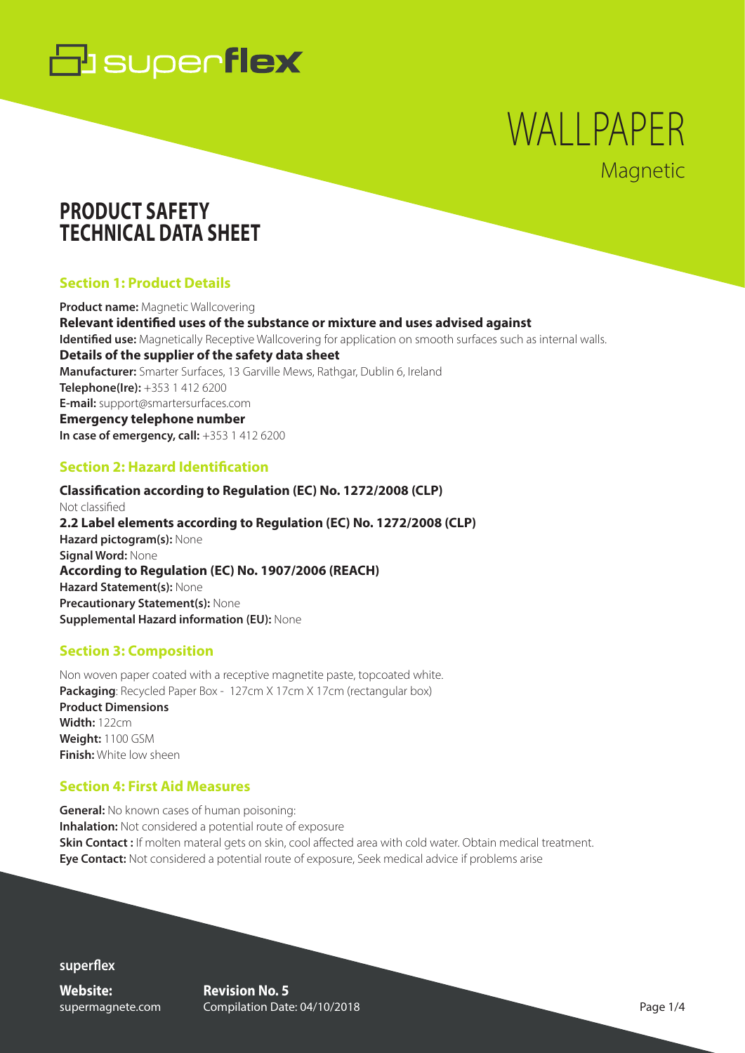superflex

# WALLPAPER

Magnetic

# PRODUCT SAFETY TECHNICAL DATA SHEET

## Section 1: Product Details

**Product name:** Magnetic Wallcovering
**Relevant identified uses of the substance or mixture and uses advised against**
**Identified use:** Magnetically Receptive Wallcovering for application on smooth surfaces such as internal walls.
**Details of the supplier of the safety data sheet**
**Manufacturer:** Smarter Surfaces, 13 Garville Mews, Rathgar, Dublin 6, Ireland
**Telephone(Ire):** +353 1 412 6200
**E-mail:** support@smartersurfaces.com
**Emergency telephone number**
**In case of emergency, call:** +353 1 412 6200

## Section 2: Hazard Identification

**Classification according to Regulation (EC) No. 1272/2008 (CLP)**
Not classified
**2.2 Label elements according to Regulation (EC) No. 1272/2008 (CLP)**
**Hazard pictogram(s):** None
**Signal Word:** None
**According to Regulation (EC) No. 1907/2006 (REACH)**
**Hazard Statement(s):** None
**Precautionary Statement(s):** None
**Supplemental Hazard information (EU):** None

## Section 3: Composition

Non woven paper coated with a receptive magnetite paste, topcoated white.
**Packaging**: Recycled Paper Box - 127cm X 17cm X 17cm (rectangular box)
**Product Dimensions**
**Width:** 122cm
**Weight:** 1100 GSM
**Finish:** White low sheen

## Section 4: First Aid Measures

**General:** No known cases of human poisoning:
**Inhalation:** Not considered a potential route of exposure
**Skin Contact :** If molten materal gets on skin, cool affected area with cold water. Obtain medical treatment.
**Eye Contact:** Not considered a potential route of exposure, Seek medical advice if problems arise

**superflex**

**Website:** supermagnete.com

**Revision No. 5**
Compilation Date: 04/10/2018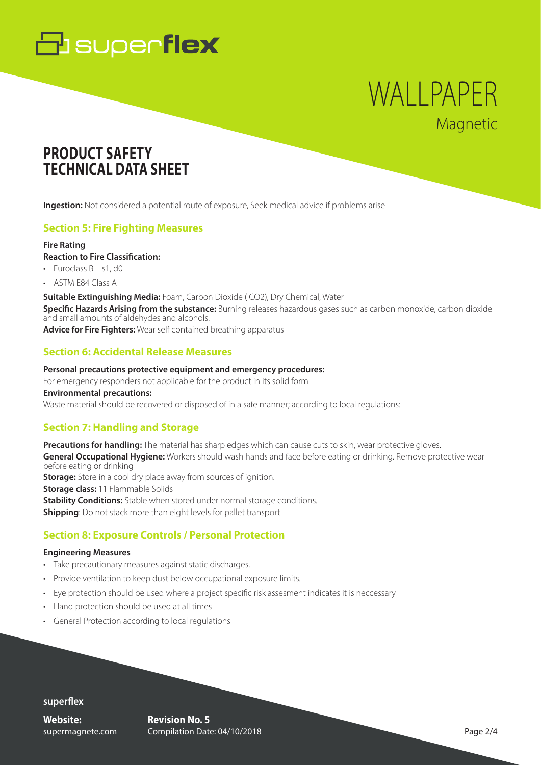**Ingestion:** Not considered a potential route of exposure, Seek medical advice if problems arise

## Section 5: Fire Fighting Measures

**Fire Rating**

**Reaction to Fire Classification:**

- Euroclass B – s1, d0
- ASTM E84 Class A

**Suitable Extinguishing Media:** Foam, Carbon Dioxide ( $CO_2$), Dry Chemical, Water

**Specific Hazards Arising from the substance:** Burning releases hazardous gases such as carbon monoxide, carbon dioxide and small amounts of aldehydes and alcohols.

**Advice for Fire Fighters:** Wear self contained breathing apparatus

## Section 6: Accidental Release Measures

**Personal precautions protective equipment and emergency procedures:**

For emergency responders not applicable for the product in its solid form

**Environmental precautions:**

Waste material should be recovered or disposed of in a safe manner; according to local regulations:

## Section 7: Handling and Storage

**Precautions for handling:** The material has sharp edges which can cause cuts to skin, wear protective gloves.

**General Occupational Hygiene:** Workers should wash hands and face before eating or drinking. Remove protective wear before eating or drinking

**Storage:** Store in a cool dry place away from sources of ignition.

**Storage class:** 11 Flammable Solids

**Stability Conditions:** Stable when stored under normal storage conditions.

**Shipping**: Do not stack more than eight levels for pallet transport

## Section 8: Exposure Controls / Personal Protection

**Engineering Measures**

- Take precautionary measures against static discharges.
- Provide ventilation to keep dust below occupational exposure limits.
- Eye protection should be used where a project specific risk assesment indicates it is neccessary
- Hand protection should be used at all times
- General Protection according to local regulations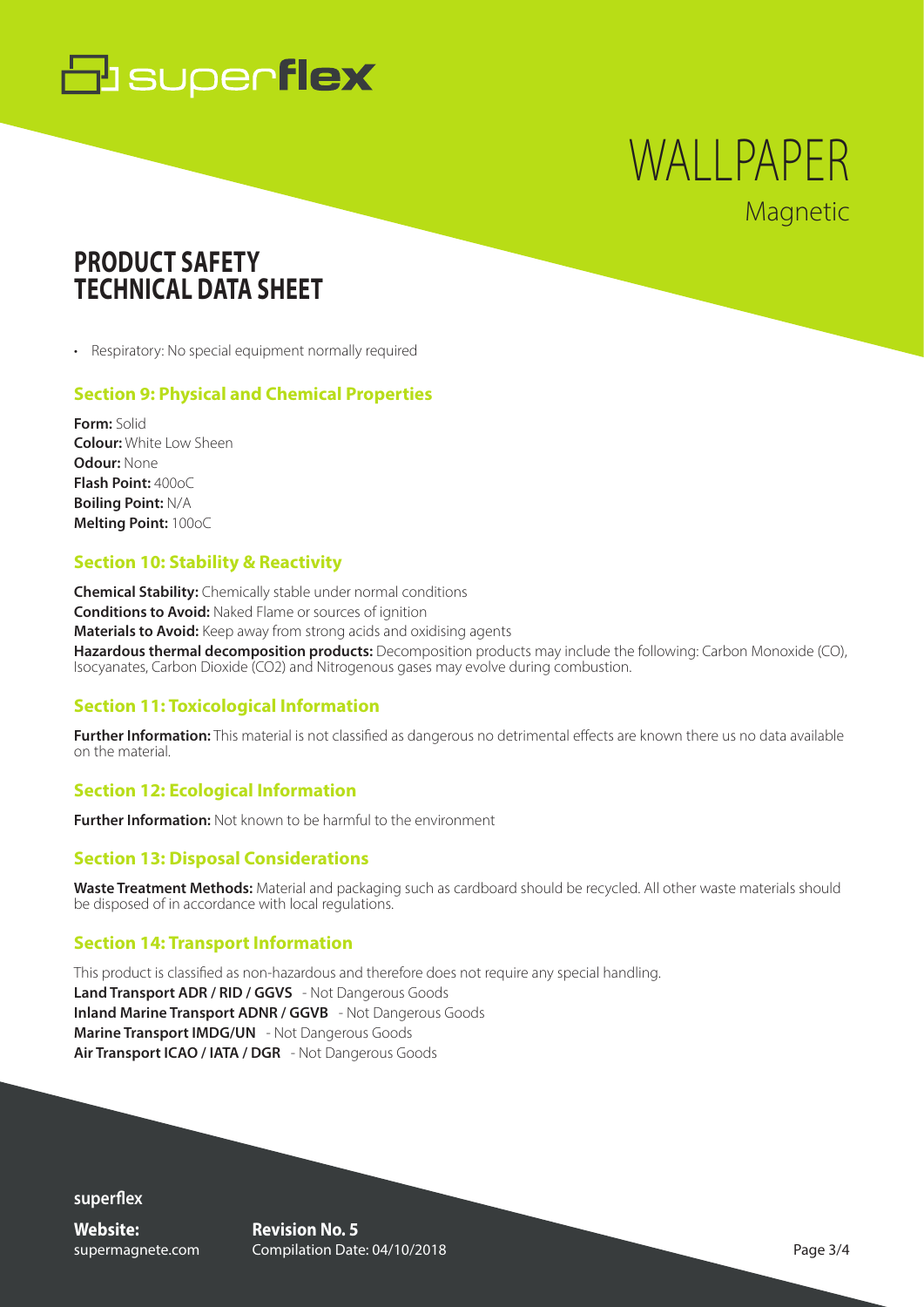- Respiratory: No special equipment normally required

### Section 9: Physical and Chemical Properties

**Form:** Solid
**Colour:** White Low Sheen
**Odour:** None
**Flash Point:** 400oC
**Boiling Point:** N/A
**Melting Point:** 100oC

### Section 10: Stability & Reactivity

**Chemical Stability:** Chemically stable under normal conditions
**Conditions to Avoid:** Naked Flame or sources of ignition
**Materials to Avoid:** Keep away from strong acids and oxidising agents
**Hazardous thermal decomposition products:** Decomposition products may include the following: Carbon Monoxide (CO), Isocyanates, Carbon Dioxide ($CO_2$) and Nitrogenous gases may evolve during combustion.

### Section 11: Toxicological Information

**Further Information:** This material is not classified as dangerous no detrimental effects are known there us no data available on the material.

### Section 12: Ecological Information

**Further Information:** Not known to be harmful to the environment

### Section 13: Disposal Considerations

**Waste Treatment Methods:** Material and packaging such as cardboard should be recycled. All other waste materials should be disposed of in accordance with local regulations.

### Section 14: Transport Information

This product is classified as non-hazardous and therefore does not require any special handling.
**Land Transport ADR / RID / GGVS** - Not Dangerous Goods
**Inland Marine Transport ADNR / GGVB** - Not Dangerous Goods
**Marine Transport IMDG/UN** - Not Dangerous Goods
**Air Transport ICAO / IATA / DGR** - Not Dangerous Goods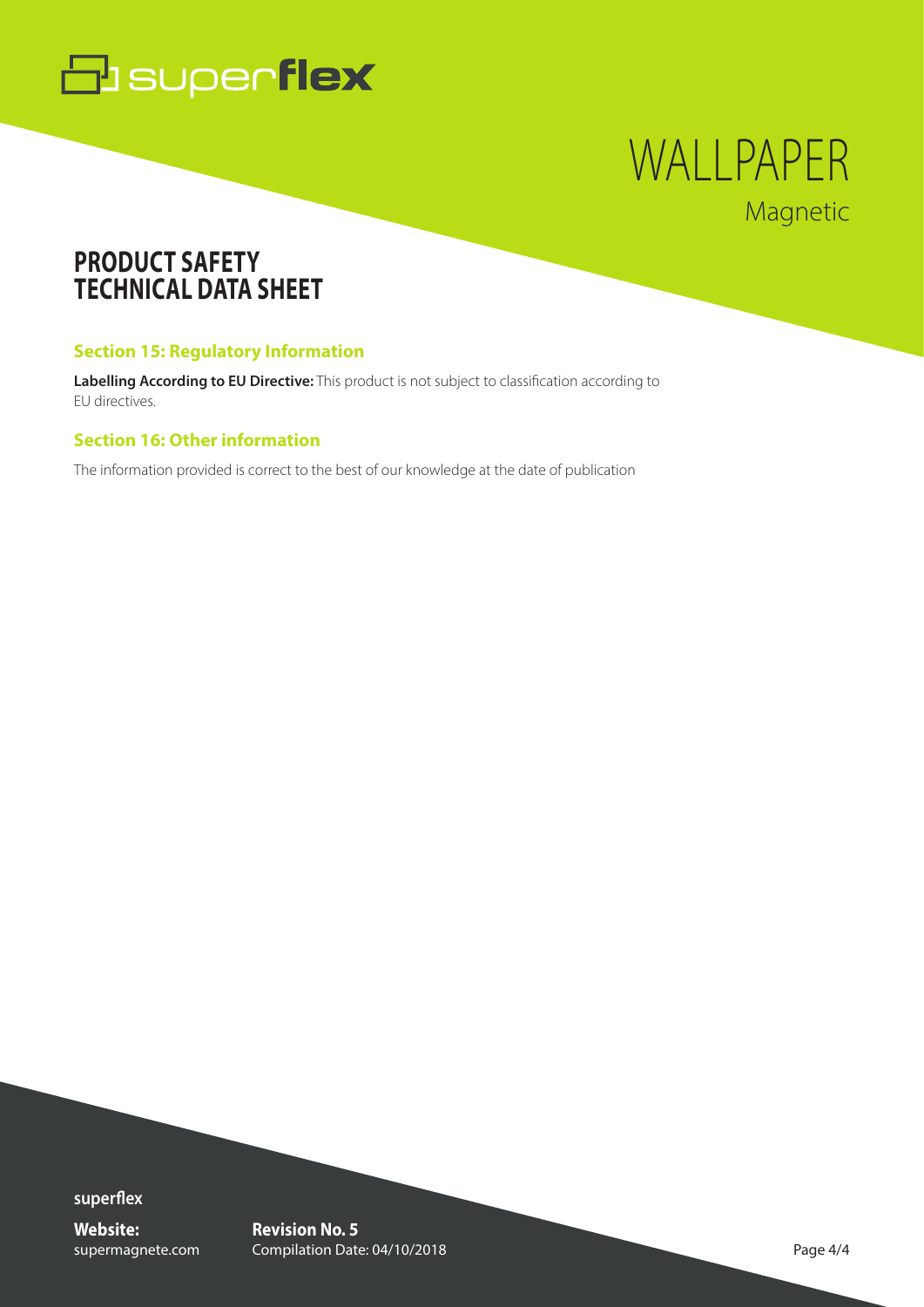## Section 15: Regulatory Information

**Labelling According to EU Directive:** This product is not subject to classification according to EU directives.

## Section 16: Other information

The information provided is correct to the best of our knowledge at the date of publication